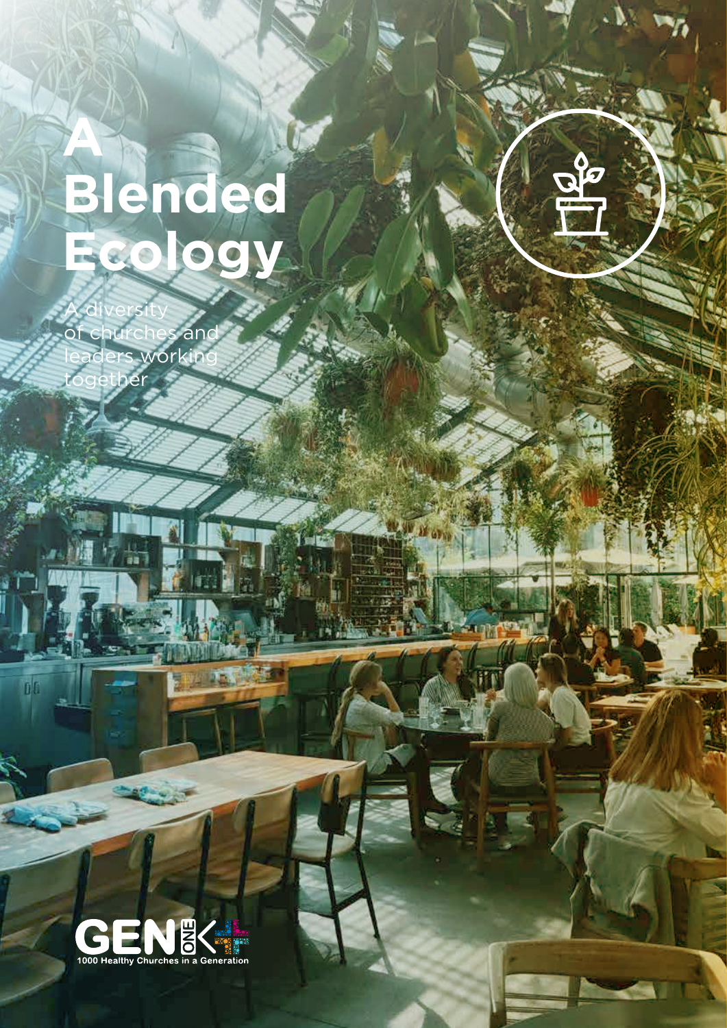# A Blended Ecology

A diversity of churches and leaders working together

GEN ONE K

1000 Healthy Churches in a Generation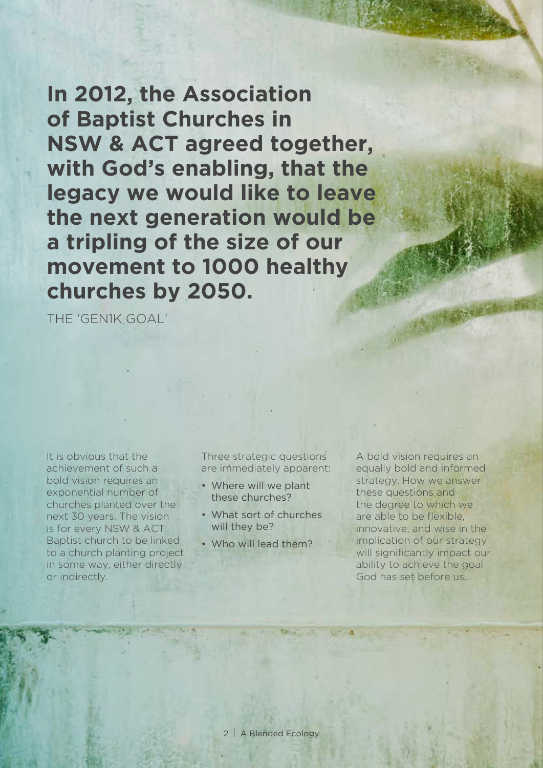**In 2012, the Association of Baptist Churches in NSW & ACT agreed together, with God's enabling, that the legacy we would like to leave the next generation would be a tripling of the size of our movement to 1000 healthy churches by 2050.**

THE 'GEN1K GOAL'

It is obvious that the achievement of such a bold vision requires an exponential number of churches planted over the next 30 years. The vision is for every NSW & ACT Baptist church to be linked to a church planting project in some way, either directly or indirectly.

Three strategic questions are immediately apparent:

- Where will we plant these churches?
- What sort of churches will they be?
- Who will lead them?

A bold vision requires an equally bold and informed strategy. How we answer these questions and the degree to which we are able to be flexible, innovative, and wise in the implication of our strategy will significantly impact our ability to achieve the goal God has set before us.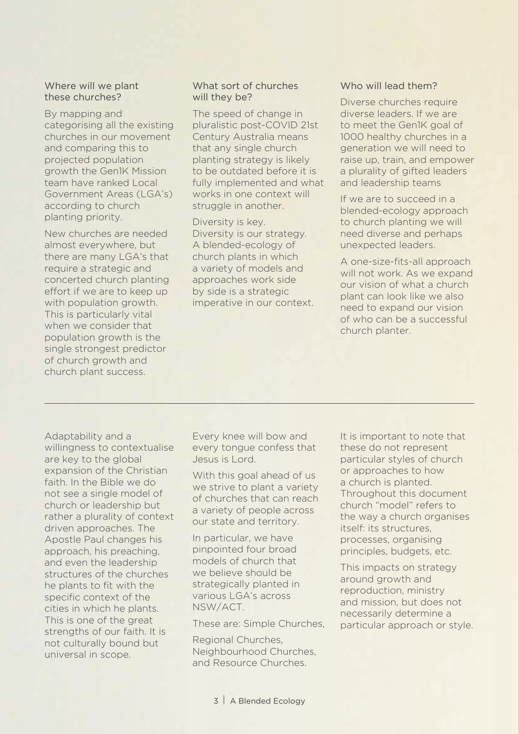### Where will we plant these churches?

By mapping and categorising all the existing churches in our movement and comparing this to projected population growth the Gen1K Mission team have ranked Local Government Areas (LGA's) according to church planting priority.

New churches are needed almost everywhere, but there are many LGA's that require a strategic and concerted church planting effort if we are to keep up with population growth. This is particularly vital when we consider that population growth is the single strongest predictor of church growth and church plant success.

### What sort of churches will they be?

The speed of change in pluralistic post-COVID 21st Century Australia means that any single church planting strategy is likely to be outdated before it is fully implemented and what works in one context will struggle in another.

Diversity is key. Diversity is our strategy. A blended-ecology of church plants in which a variety of models and approaches work side by side is a strategic imperative in our context.

### Who will lead them?

Diverse churches require diverse leaders. If we are to meet the Gen1K goal of 1000 healthy churches in a generation we will need to raise up, train, and empower a plurality of gifted leaders and leadership teams

If we are to succeed in a blended-ecology approach to church planting we will need diverse and perhaps unexpected leaders.

A one-size-fits-all approach will not work. As we expand our vision of what a church plant can look like we also need to expand our vision of who can be a successful church planter.

---

Adaptability and a willingness to contextualise are key to the global expansion of the Christian faith. In the Bible we do not see a single model of church or leadership but rather a plurality of context driven approaches. The Apostle Paul changes his approach, his preaching, and even the leadership structures of the churches he plants to fit with the specific context of the cities in which he plants. This is one of the great strengths of our faith. It is not culturally bound but universal in scope.

Every knee will bow and every tongue confess that Jesus is Lord.

With this goal ahead of us we strive to plant a variety of churches that can reach a variety of people across our state and territory.

In particular, we have pinpointed four broad models of church that we believe should be strategically planted in various LGA's across NSW/ACT.

These are: Simple Churches,

Regional Churches, Neighbourhood Churches, and Resource Churches.

It is important to note that these do not represent particular styles of church or approaches to how a church is planted. Throughout this document church "model" refers to the way a church organises itself: its structures, processes, organising principles, budgets, etc.

This impacts on strategy around growth and reproduction, ministry and mission, but does not necessarily determine a particular approach or style.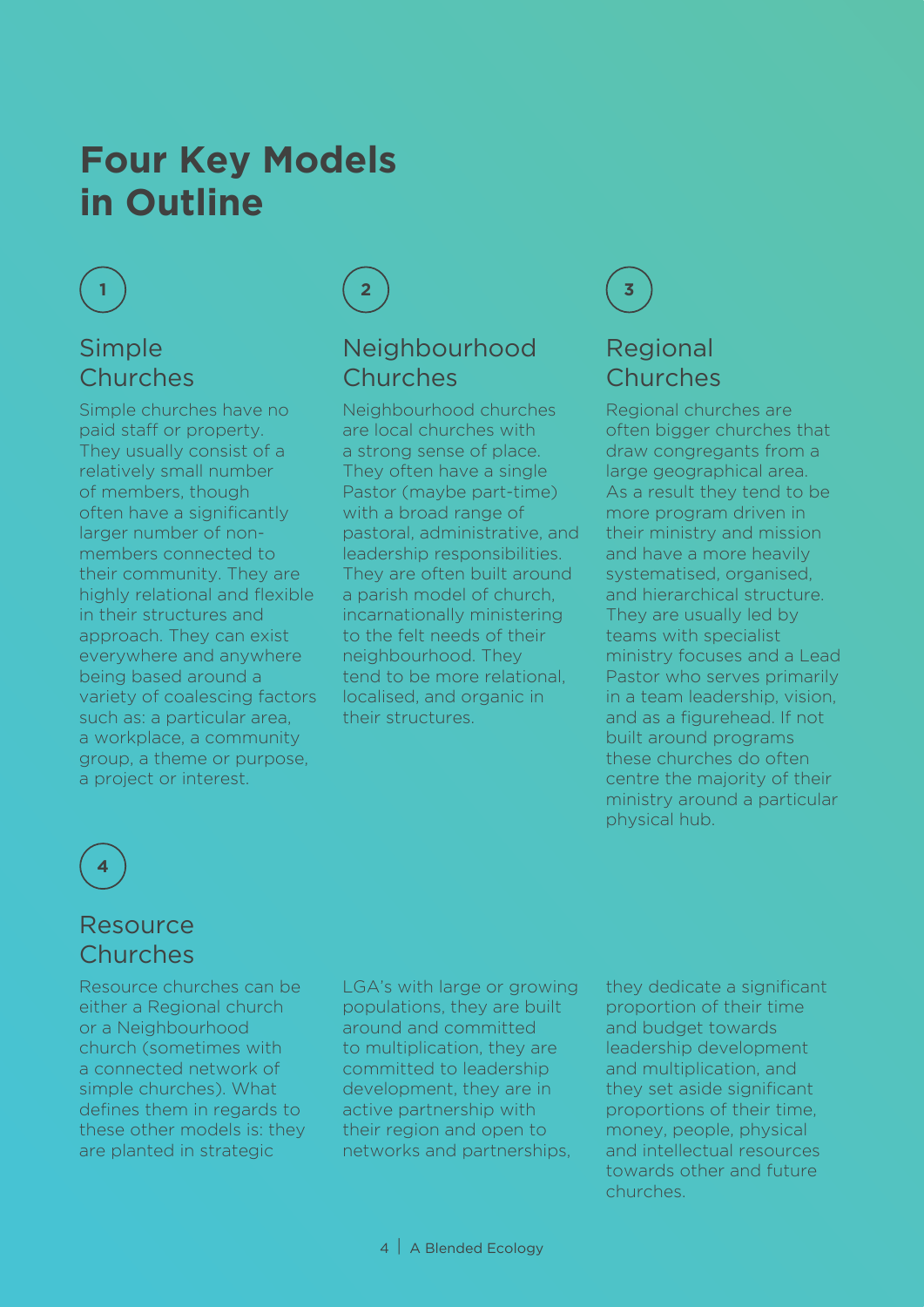# Four Key Models in Outline

## 1

### Simple Churches

Simple churches have no paid staff or property. They usually consist of a relatively small number of members, though often have a significantly larger number of non-members connected to their community. They are highly relational and flexible in their structures and approach. They can exist everywhere and anywhere being based around a variety of coalescing factors such as: a particular area, a workplace, a community group, a theme or purpose, a project or interest.

## 2

### Neighbourhood Churches

Neighbourhood churches are local churches with a strong sense of place. They often have a single Pastor (maybe part-time) with a broad range of pastoral, administrative, and leadership responsibilities. They are often built around a parish model of church, incarnationally ministering to the felt needs of their neighbourhood. They tend to be more relational, localised, and organic in their structures.

## 3

### Regional Churches

Regional churches are often bigger churches that draw congregants from a large geographical area. As a result they tend to be more program driven in their ministry and mission and have a more heavily systematised, organised, and hierarchical structure. They are usually led by teams with specialist ministry focuses and a Lead Pastor who serves primarily in a team leadership, vision, and as a figurehead. If not built around programs these churches do often centre the majority of their ministry around a particular physical hub.

## 4

### Resource Churches

Resource churches can be either a Regional church or a Neighbourhood church (sometimes with a connected network of simple churches). What defines them in regards to these other models is: they are planted in strategic LGA's with large or growing populations, they are built around and committed to multiplication, they are committed to leadership development, they are in active partnership with their region and open to networks and partnerships, they dedicate a significant proportion of their time and budget towards leadership development and multiplication, and they set aside significant proportions of their time, money, people, physical and intellectual resources towards other and future churches.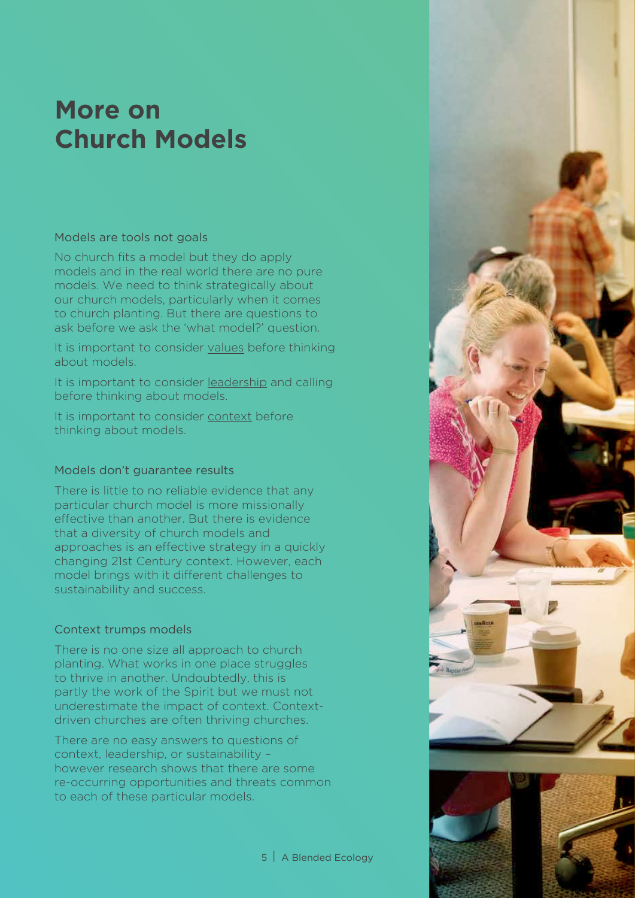# More on Church Models

### Models are tools not goals

No church fits a model but they do apply models and in the real world there are no pure models. We need to think strategically about our church models, particularly when it comes to church planting. But there are questions to ask before we ask the 'what model?' question.

It is important to consider values before thinking about models.

It is important to consider leadership and calling before thinking about models.

It is important to consider context before thinking about models.

### Models don't guarantee results

There is little to no reliable evidence that any particular church model is more missionally effective than another. But there is evidence that a diversity of church models and approaches is an effective strategy in a quickly changing 21st Century context. However, each model brings with it different challenges to sustainability and success.

### Context trumps models

There is no one size all approach to church planting. What works in one place struggles to thrive in another. Undoubtedly, this is partly the work of the Spirit but we must not underestimate the impact of context. Context-driven churches are often thriving churches.

There are no easy answers to questions of context, leadership, or sustainability – however research shows that there are some re-occurring opportunities and threats common to each of these particular models.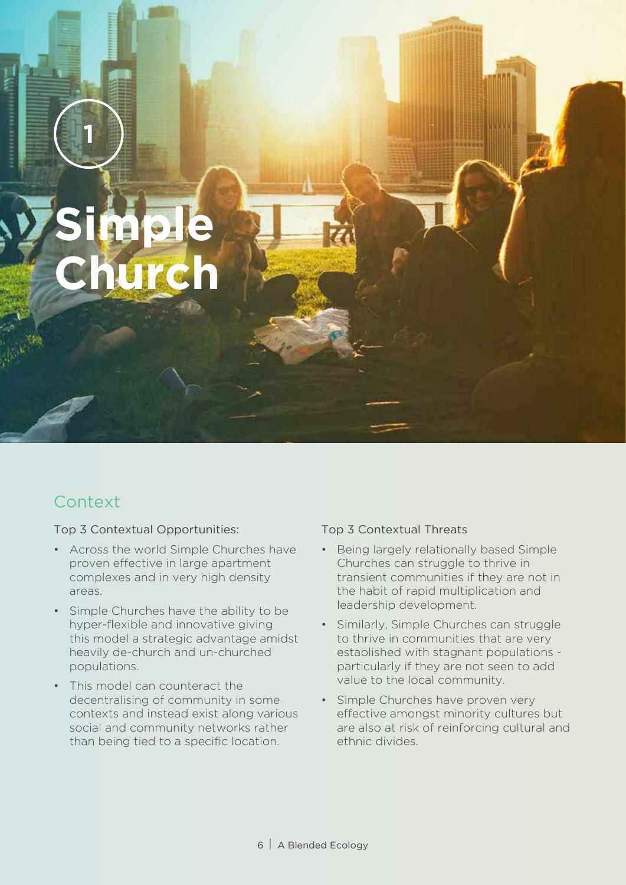# 1 Simple Church

## Context

Top 3 Contextual Opportunities:

- Across the world Simple Churches have proven effective in large apartment complexes and in very high density areas.
- Simple Churches have the ability to be hyper-flexible and innovative giving this model a strategic advantage amidst heavily de-church and un-churched populations.
- This model can counteract the decentralising of community in some contexts and instead exist along various social and community networks rather than being tied to a specific location.

Top 3 Contextual Threats

- Being largely relationally based Simple Churches can struggle to thrive in transient communities if they are not in the habit of rapid multiplication and leadership development.
- Similarly, Simple Churches can struggle to thrive in communities that are very established with stagnant populations - particularly if they are not seen to add value to the local community.
- Simple Churches have proven very effective amongst minority cultures but are also at risk of reinforcing cultural and ethnic divides.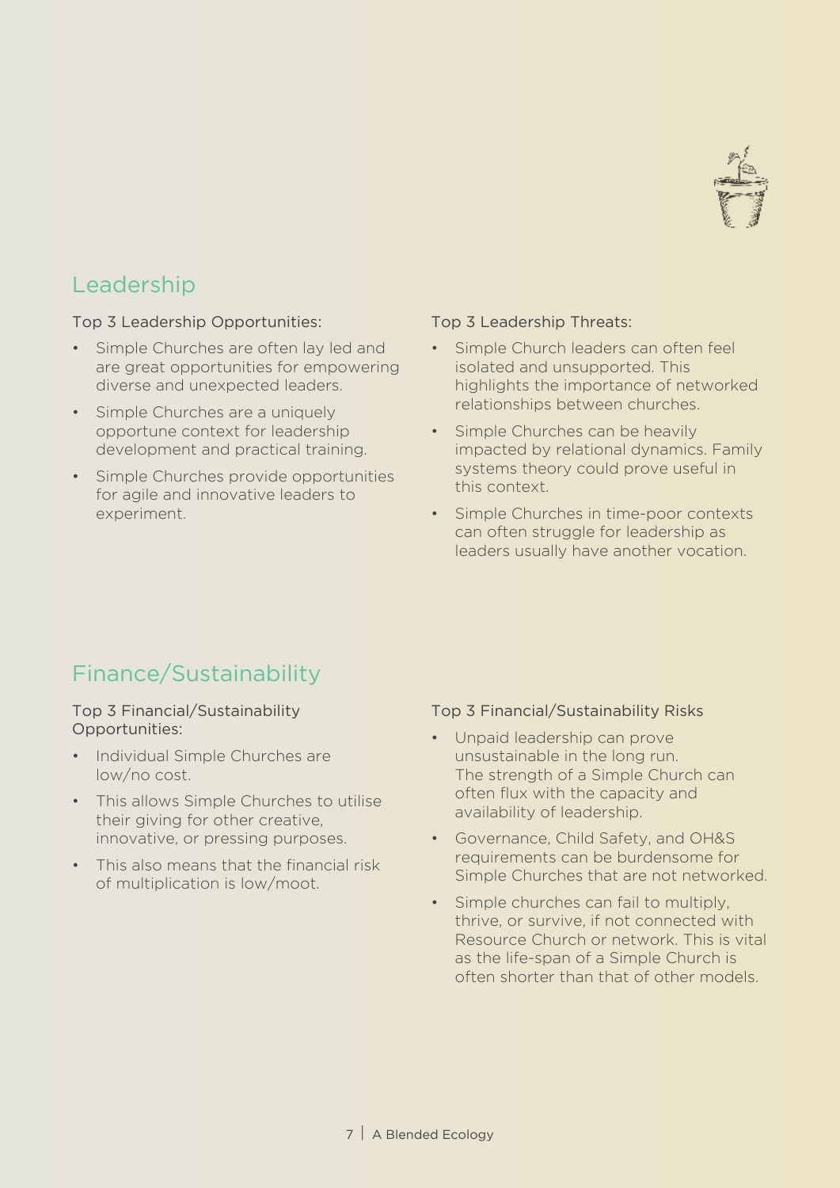## Leadership

Top 3 Leadership Opportunities:

- Simple Churches are often lay led and are great opportunities for empowering diverse and unexpected leaders.
- Simple Churches are a uniquely opportune context for leadership development and practical training.
- Simple Churches provide opportunities for agile and innovative leaders to experiment.

Top 3 Leadership Threats:

- Simple Church leaders can often feel isolated and unsupported. This highlights the importance of networked relationships between churches.
- Simple Churches can be heavily impacted by relational dynamics. Family systems theory could prove useful in this context.
- Simple Churches in time-poor contexts can often struggle for leadership as leaders usually have another vocation.

## Finance/Sustainability

Top 3 Financial/Sustainability Opportunities:

- Individual Simple Churches are low/no cost.
- This allows Simple Churches to utilise their giving for other creative, innovative, or pressing purposes.
- This also means that the financial risk of multiplication is low/moot.

Top 3 Financial/Sustainability Risks

- Unpaid leadership can prove unsustainable in the long run. The strength of a Simple Church can often flux with the capacity and availability of leadership.
- Governance, Child Safety, and OH&S requirements can be burdensome for Simple Churches that are not networked.
- Simple churches can fail to multiply, thrive, or survive, if not connected with Resource Church or network. This is vital as the life-span of a Simple Church is often shorter than that of other models.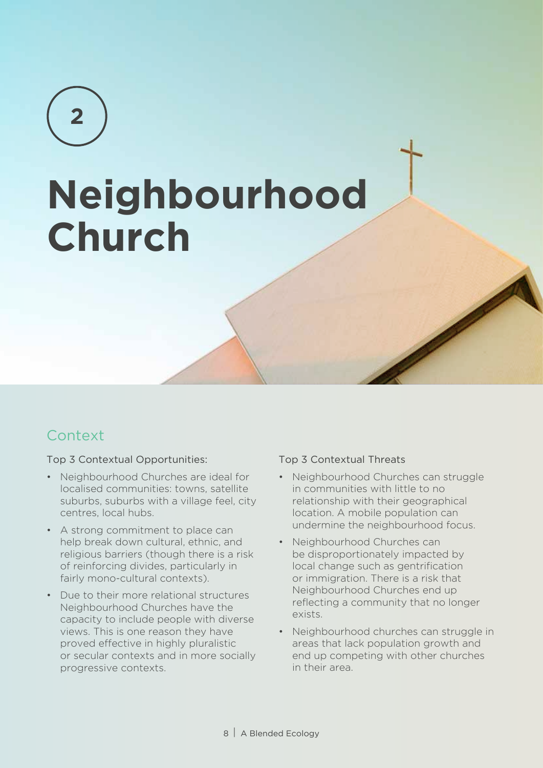2

# Neighbourhood Church

## Context

Top 3 Contextual Opportunities:

- Neighbourhood Churches are ideal for localised communities: towns, satellite suburbs, suburbs with a village feel, city centres, local hubs.
- A strong commitment to place can help break down cultural, ethnic, and religious barriers (though there is a risk of reinforcing divides, particularly in fairly mono-cultural contexts).
- Due to their more relational structures Neighbourhood Churches have the capacity to include people with diverse views. This is one reason they have proved effective in highly pluralistic or secular contexts and in more socially progressive contexts.

Top 3 Contextual Threats

- Neighbourhood Churches can struggle in communities with little to no relationship with their geographical location. A mobile population can undermine the neighbourhood focus.
- Neighbourhood Churches can be disproportionately impacted by local change such as gentrification or immigration. There is a risk that Neighbourhood Churches end up reflecting a community that no longer exists.
- Neighbourhood churches can struggle in areas that lack population growth and end up competing with other churches in their area.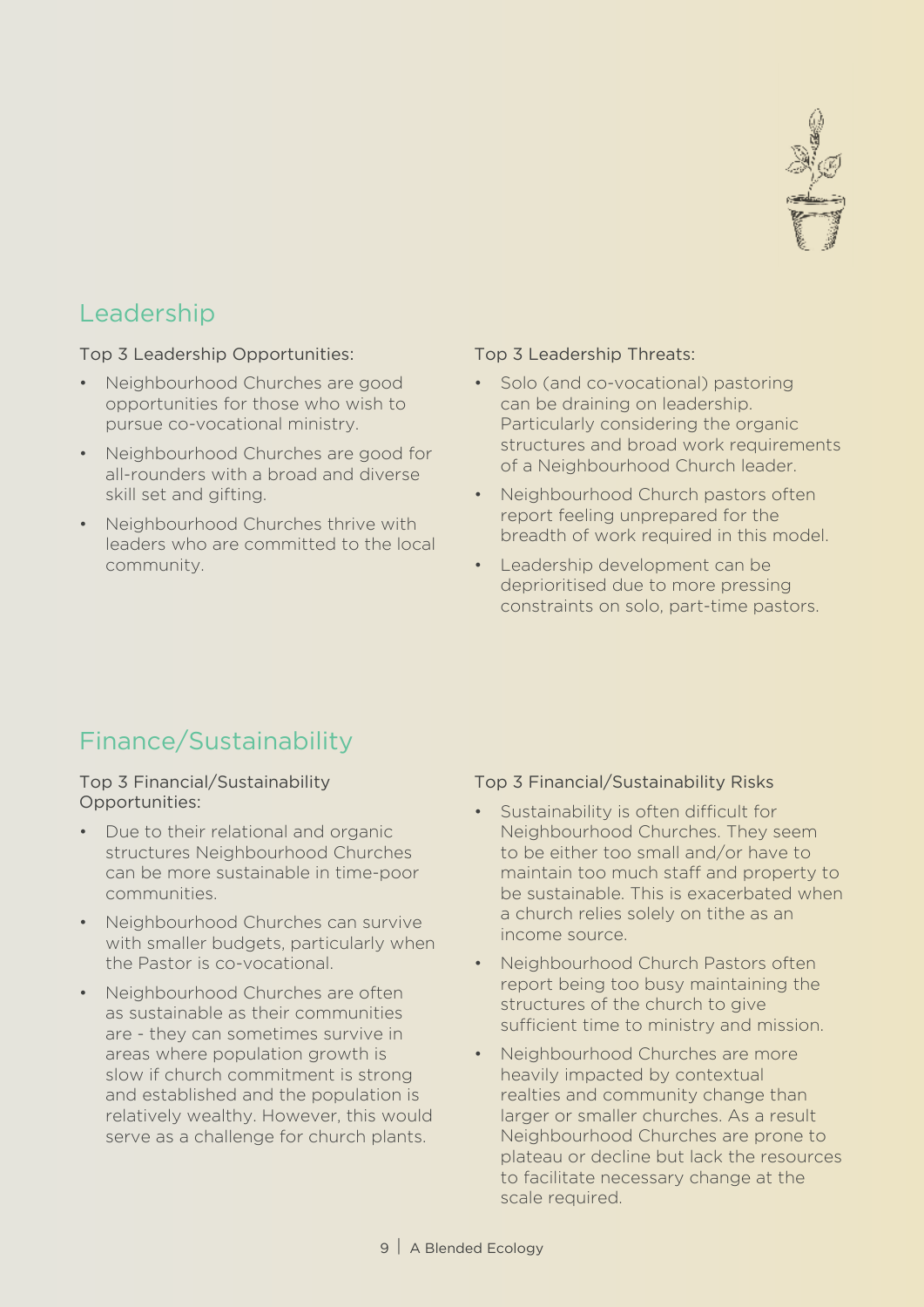## Leadership

### Top 3 Leadership Opportunities:

- Neighbourhood Churches are good opportunities for those who wish to pursue co-vocational ministry.
- Neighbourhood Churches are good for all-rounders with a broad and diverse skill set and gifting.
- Neighbourhood Churches thrive with leaders who are committed to the local community.

### Top 3 Leadership Threats:

- Solo (and co-vocational) pastoring can be draining on leadership. Particularly considering the organic structures and broad work requirements of a Neighbourhood Church leader.
- Neighbourhood Church pastors often report feeling unprepared for the breadth of work required in this model.
- Leadership development can be deprioritised due to more pressing constraints on solo, part-time pastors.

## Finance/Sustainability

### Top 3 Financial/Sustainability Opportunities:

- Due to their relational and organic structures Neighbourhood Churches can be more sustainable in time-poor communities.
- Neighbourhood Churches can survive with smaller budgets, particularly when the Pastor is co-vocational.
- Neighbourhood Churches are often as sustainable as their communities are - they can sometimes survive in areas where population growth is slow if church commitment is strong and established and the population is relatively wealthy. However, this would serve as a challenge for church plants.

### Top 3 Financial/Sustainability Risks

- Sustainability is often difficult for Neighbourhood Churches. They seem to be either too small and/or have to maintain too much staff and property to be sustainable. This is exacerbated when a church relies solely on tithe as an income source.
- Neighbourhood Church Pastors often report being too busy maintaining the structures of the church to give sufficient time to ministry and mission.
- Neighbourhood Churches are more heavily impacted by contextual realties and community change than larger or smaller churches. As a result Neighbourhood Churches are prone to plateau or decline but lack the resources to facilitate necessary change at the scale required.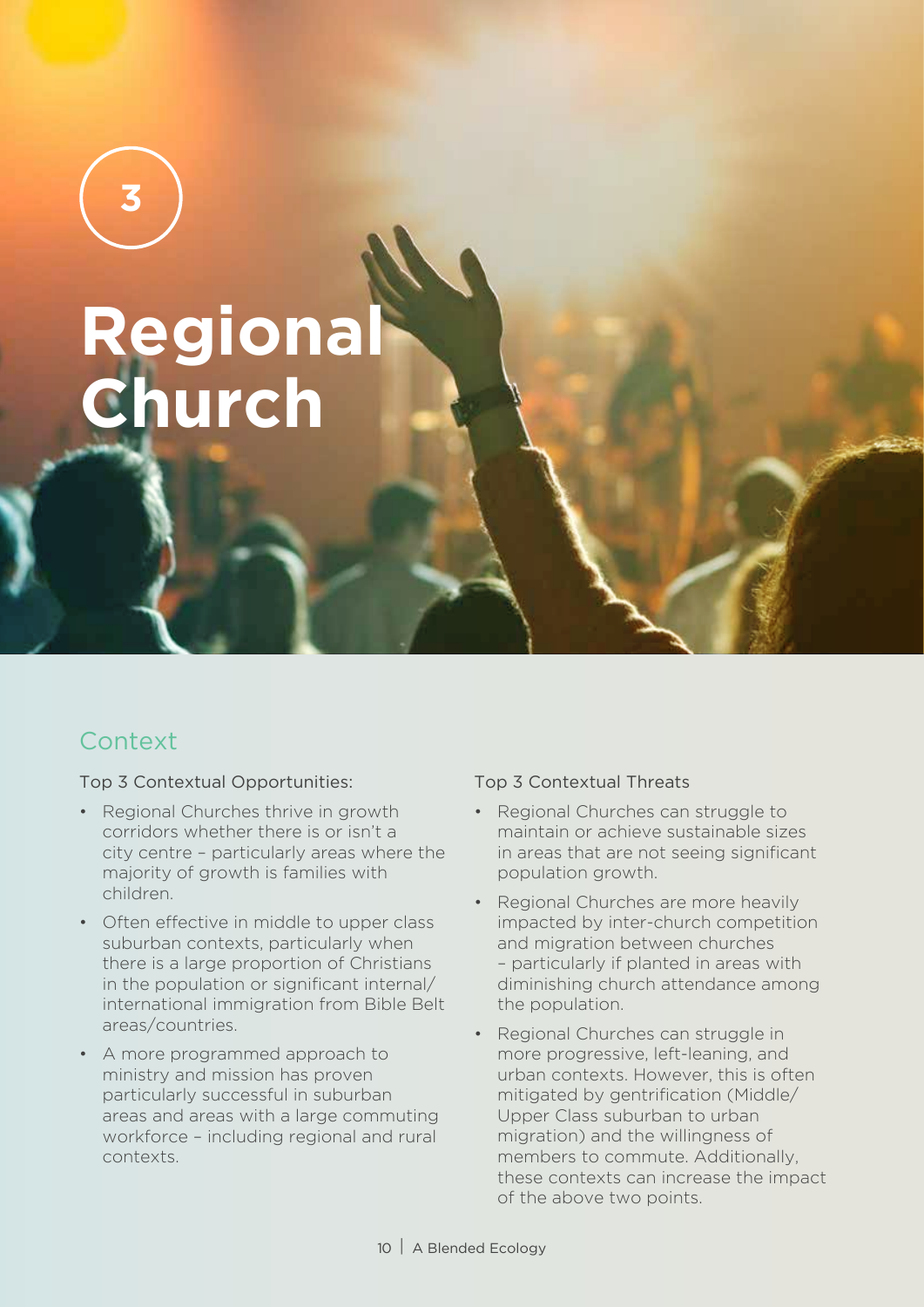3

# Regional Church

## Context

Top 3 Contextual Opportunities:

- Regional Churches thrive in growth corridors whether there is or isn't a city centre – particularly areas where the majority of growth is families with children.
- Often effective in middle to upper class suburban contexts, particularly when there is a large proportion of Christians in the population or significant internal/international immigration from Bible Belt areas/countries.
- A more programmed approach to ministry and mission has proven particularly successful in suburban areas and areas with a large commuting workforce – including regional and rural contexts.

Top 3 Contextual Threats

- Regional Churches can struggle to maintain or achieve sustainable sizes in areas that are not seeing significant population growth.
- Regional Churches are more heavily impacted by inter-church competition and migration between churches – particularly if planted in areas with diminishing church attendance among the population.
- Regional Churches can struggle in more progressive, left-leaning, and urban contexts. However, this is often mitigated by gentrification (Middle/Upper Class suburban to urban migration) and the willingness of members to commute. Additionally, these contexts can increase the impact of the above two points.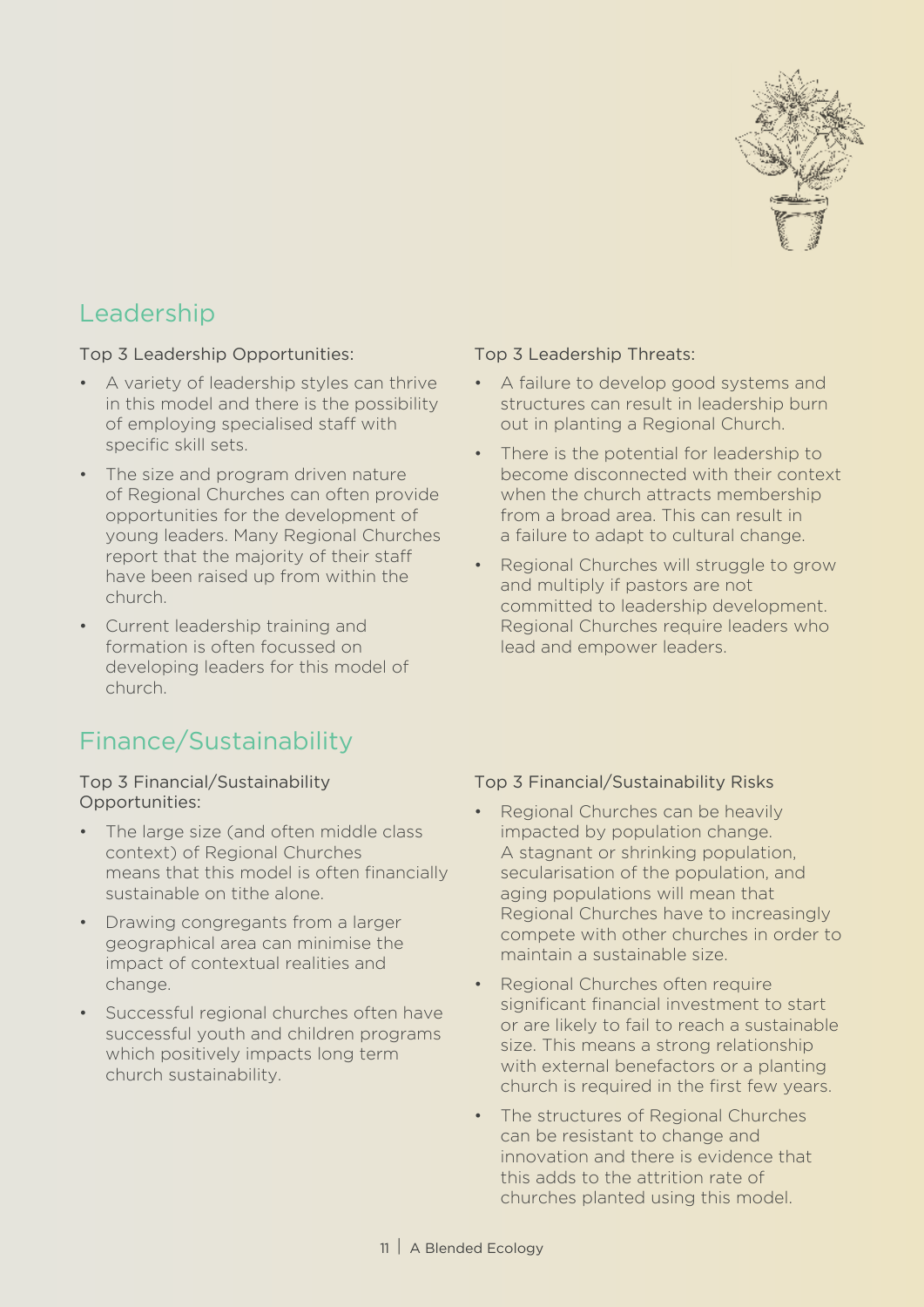## Leadership

### Top 3 Leadership Opportunities:

- A variety of leadership styles can thrive in this model and there is the possibility of employing specialised staff with specific skill sets.
- The size and program driven nature of Regional Churches can often provide opportunities for the development of young leaders. Many Regional Churches report that the majority of their staff have been raised up from within the church.
- Current leadership training and formation is often focussed on developing leaders for this model of church.

### Top 3 Leadership Threats:

- A failure to develop good systems and structures can result in leadership burn out in planting a Regional Church.
- There is the potential for leadership to become disconnected with their context when the church attracts membership from a broad area. This can result in a failure to adapt to cultural change.
- Regional Churches will struggle to grow and multiply if pastors are not committed to leadership development. Regional Churches require leaders who lead and empower leaders.

## Finance/Sustainability

### Top 3 Financial/Sustainability Opportunities:

- The large size (and often middle class context) of Regional Churches means that this model is often financially sustainable on tithe alone.
- Drawing congregants from a larger geographical area can minimise the impact of contextual realities and change.
- Successful regional churches often have successful youth and children programs which positively impacts long term church sustainability.

### Top 3 Financial/Sustainability Risks

- Regional Churches can be heavily impacted by population change. A stagnant or shrinking population, secularisation of the population, and aging populations will mean that Regional Churches have to increasingly compete with other churches in order to maintain a sustainable size.
- Regional Churches often require significant financial investment to start or are likely to fail to reach a sustainable size. This means a strong relationship with external benefactors or a planting church is required in the first few years.
- The structures of Regional Churches can be resistant to change and innovation and there is evidence that this adds to the attrition rate of churches planted using this model.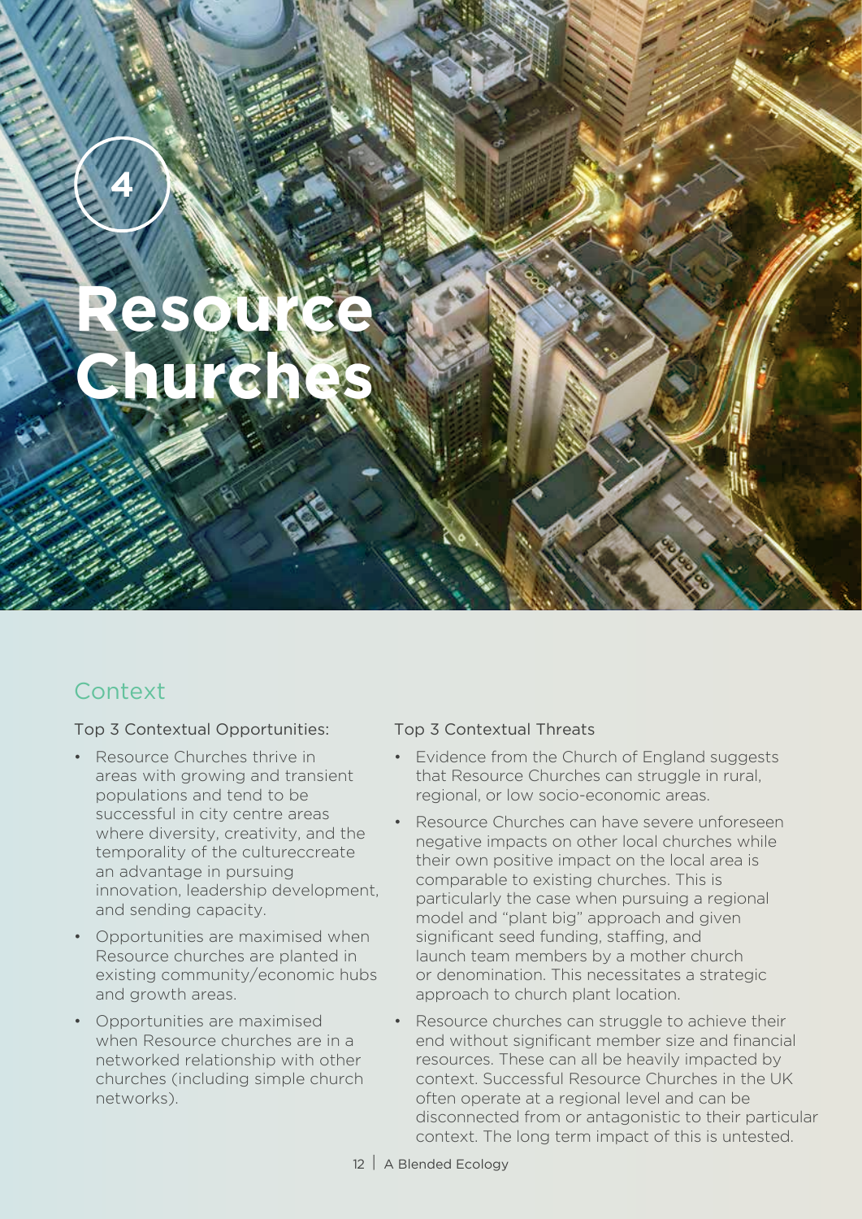# 4 Resource Churches

## Context

Top 3 Contextual Opportunities:

- Resource Churches thrive in areas with growing and transient populations and tend to be successful in city centre areas where diversity, creativity, and the temporality of the cultureccreate an advantage in pursuing innovation, leadership development, and sending capacity.
- Opportunities are maximised when Resource churches are planted in existing community/economic hubs and growth areas.
- Opportunities are maximised when Resource churches are in a networked relationship with other churches (including simple church networks).

Top 3 Contextual Threats

- Evidence from the Church of England suggests that Resource Churches can struggle in rural, regional, or low socio-economic areas.
- Resource Churches can have severe unforeseen negative impacts on other local churches while their own positive impact on the local area is comparable to existing churches. This is particularly the case when pursuing a regional model and "plant big" approach and given significant seed funding, staffing, and launch team members by a mother church or denomination. This necessitates a strategic approach to church plant location.
- Resource churches can struggle to achieve their end without significant member size and financial resources. These can all be heavily impacted by context. Successful Resource Churches in the UK often operate at a regional level and can be disconnected from or antagonistic to their particular context. The long term impact of this is untested.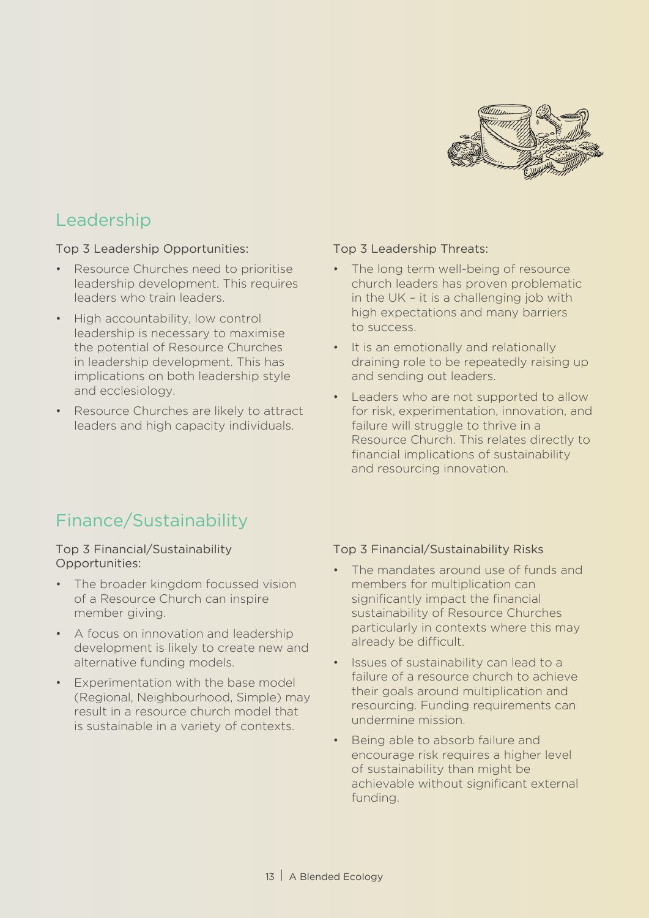## Leadership

Top 3 Leadership Opportunities:

- Resource Churches need to prioritise leadership development. This requires leaders who train leaders.
- High accountability, low control leadership is necessary to maximise the potential of Resource Churches in leadership development. This has implications on both leadership style and ecclesiology.
- Resource Churches are likely to attract leaders and high capacity individuals.

Top 3 Leadership Threats:

- The long term well-being of resource church leaders has proven problematic in the UK – it is a challenging job with high expectations and many barriers to success.
- It is an emotionally and relationally draining role to be repeatedly raising up and sending out leaders.
- Leaders who are not supported to allow for risk, experimentation, innovation, and failure will struggle to thrive in a Resource Church. This relates directly to financial implications of sustainability and resourcing innovation.

## Finance/Sustainability

Top 3 Financial/Sustainability Opportunities:

- The broader kingdom focussed vision of a Resource Church can inspire member giving.
- A focus on innovation and leadership development is likely to create new and alternative funding models.
- Experimentation with the base model (Regional, Neighbourhood, Simple) may result in a resource church model that is sustainable in a variety of contexts.

Top 3 Financial/Sustainability Risks

- The mandates around use of funds and members for multiplication can significantly impact the financial sustainability of Resource Churches particularly in contexts where this may already be difficult.
- Issues of sustainability can lead to a failure of a resource church to achieve their goals around multiplication and resourcing. Funding requirements can undermine mission.
- Being able to absorb failure and encourage risk requires a higher level of sustainability than might be achievable without significant external funding.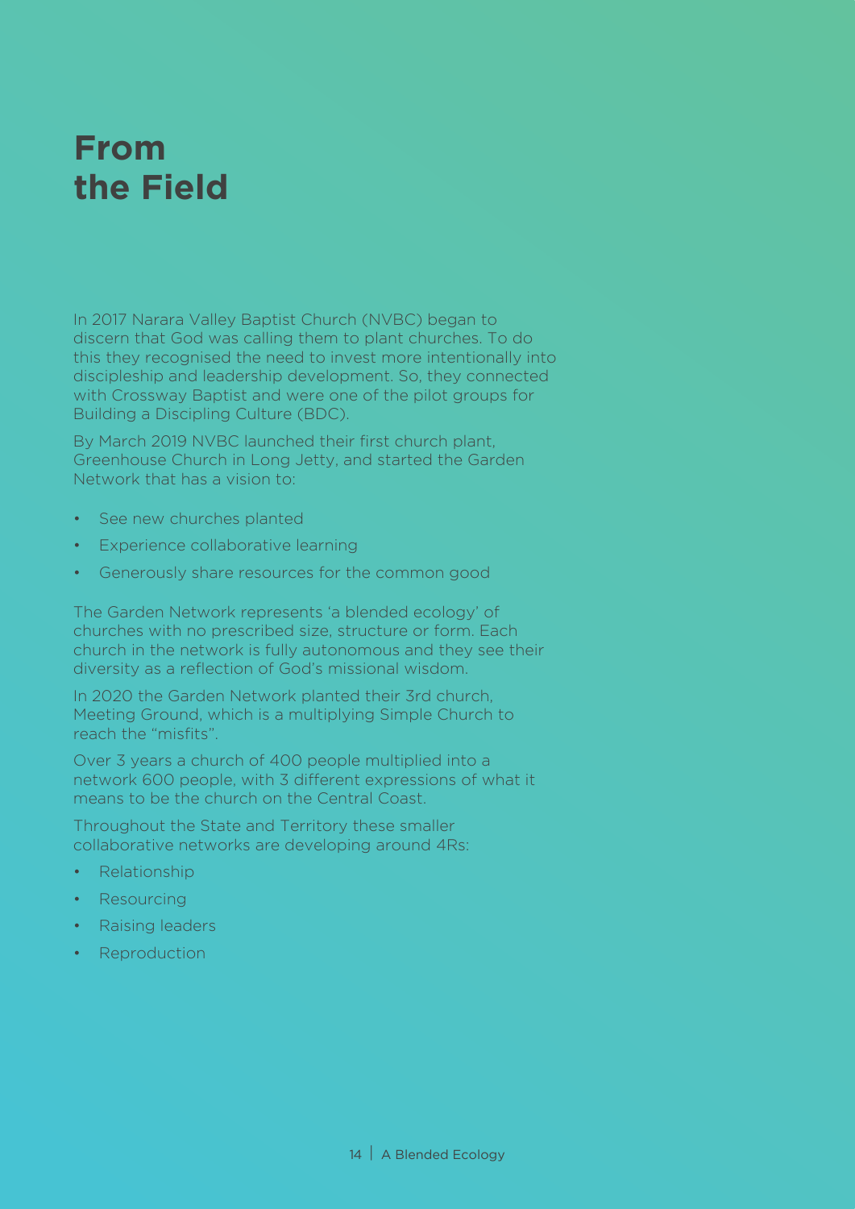# From the Field

In 2017 Narara Valley Baptist Church (NVBC) began to discern that God was calling them to plant churches. To do this they recognised the need to invest more intentionally into discipleship and leadership development. So, they connected with Crossway Baptist and were one of the pilot groups for Building a Discipling Culture (BDC).

By March 2019 NVBC launched their first church plant, Greenhouse Church in Long Jetty, and started the Garden Network that has a vision to:

- See new churches planted
- Experience collaborative learning
- Generously share resources for the common good

The Garden Network represents 'a blended ecology' of churches with no prescribed size, structure or form. Each church in the network is fully autonomous and they see their diversity as a reflection of God's missional wisdom.

In 2020 the Garden Network planted their 3rd church, Meeting Ground, which is a multiplying Simple Church to reach the "misfits".

Over 3 years a church of 400 people multiplied into a network 600 people, with 3 different expressions of what it means to be the church on the Central Coast.

Throughout the State and Territory these smaller collaborative networks are developing around 4Rs:

- Relationship
- Resourcing
- Raising leaders
- Reproduction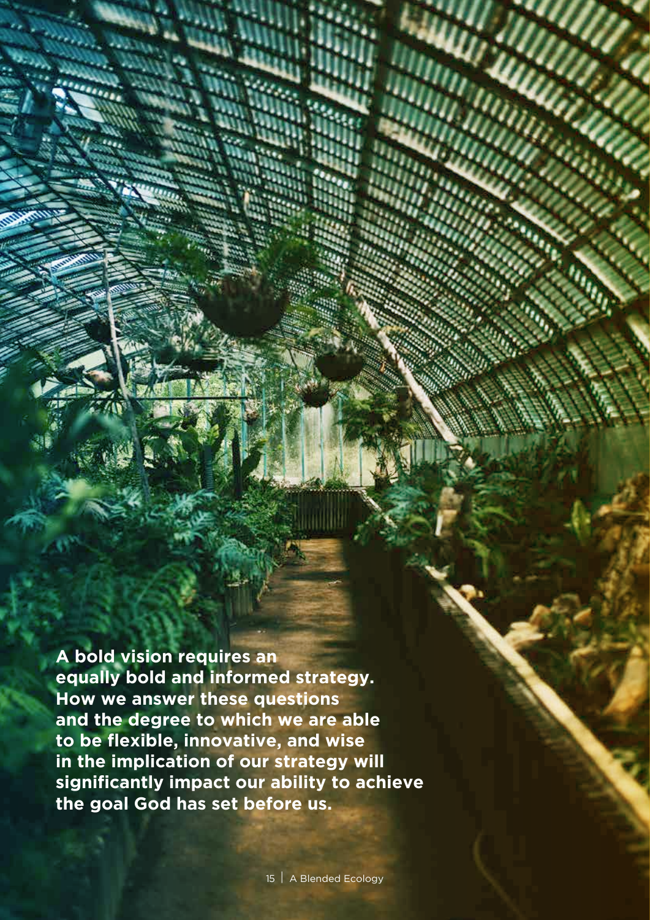**A bold vision requires an equally bold and informed strategy. How we answer these questions and the degree to which we are able to be flexible, innovative, and wise in the implication of our strategy will significantly impact our ability to achieve the goal God has set before us.**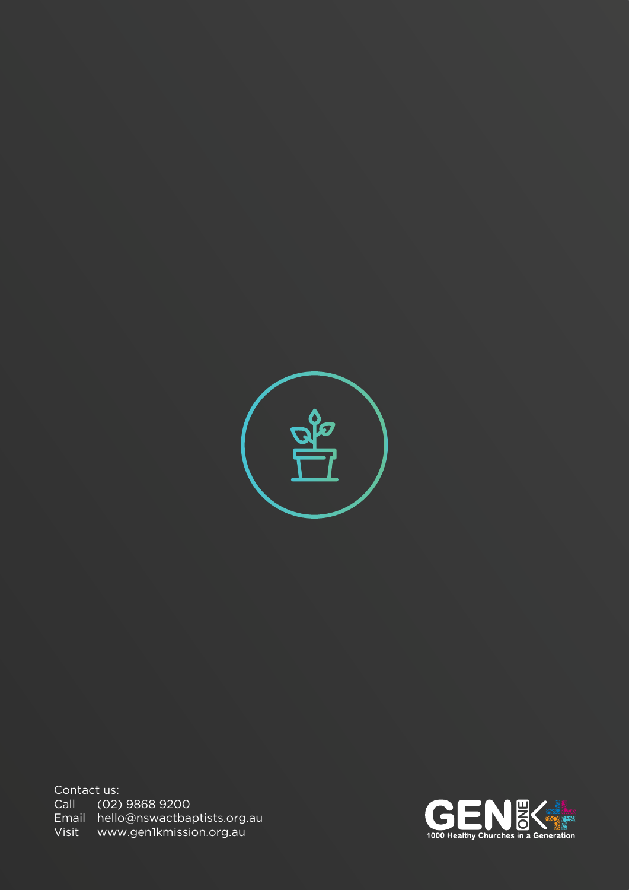Contact us:

Call (02) 9868 9200

Email hello@nswactbaptists.org.au

Visit www.gen1kmission.org.au

GEN ONE K

1000 Healthy Churches in a Generation